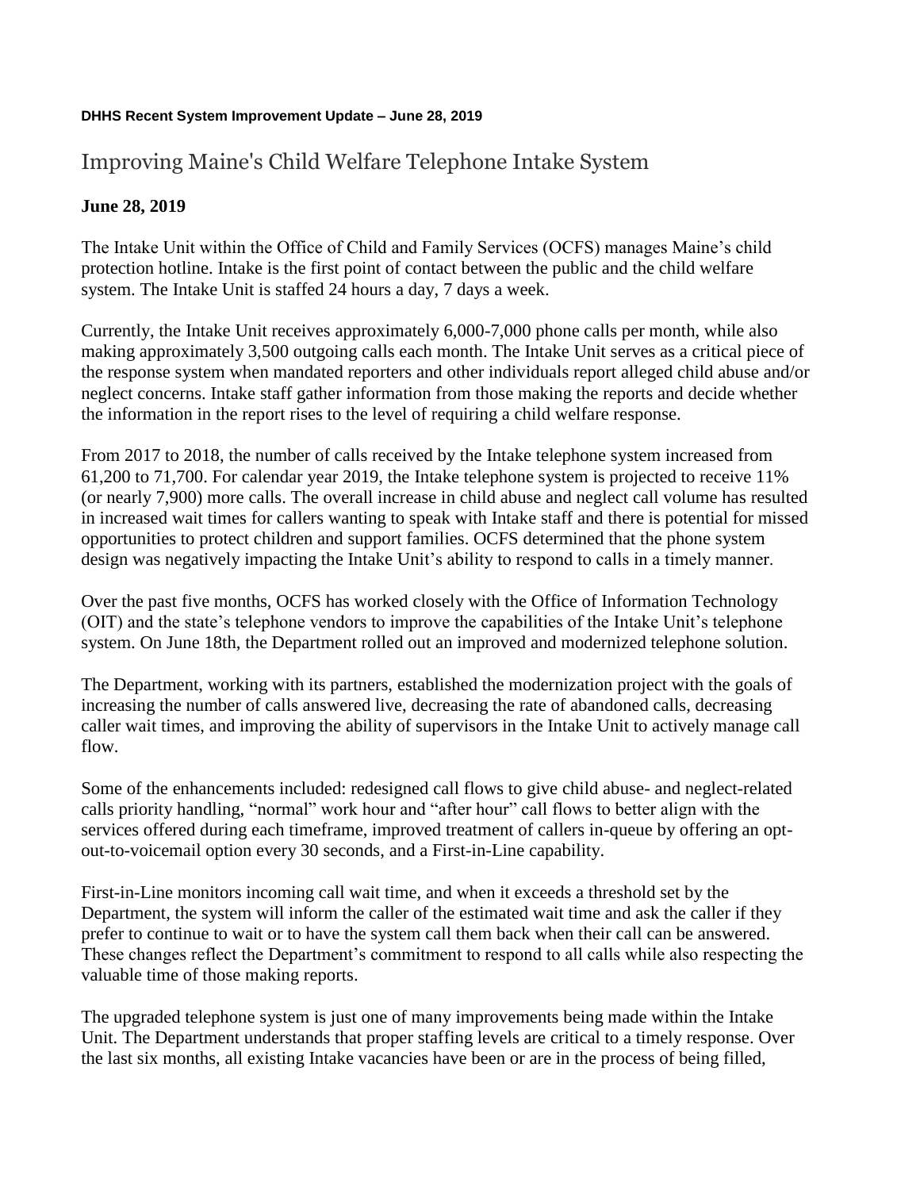**DHHS Recent System Improvement Update – June 28, 2019**

# Improving Maine's Child Welfare Telephone Intake System

**June 28, 2019**

The Intake Unit within the Office of Child and Family Services (OCFS) manages Maine's child protection hotline. Intake is the first point of contact between the public and the child welfare system. The Intake Unit is staffed 24 hours a day, 7 days a week.

Currently, the Intake Unit receives approximately 6,000-7,000 phone calls per month, while also making approximately 3,500 outgoing calls each month. The Intake Unit serves as a critical piece of the response system when mandated reporters and other individuals report alleged child abuse and/or neglect concerns. Intake staff gather information from those making the reports and decide whether the information in the report rises to the level of requiring a child welfare response.

From 2017 to 2018, the number of calls received by the Intake telephone system increased from 61,200 to 71,700. For calendar year 2019, the Intake telephone system is projected to receive 11% (or nearly 7,900) more calls. The overall increase in child abuse and neglect call volume has resulted in increased wait times for callers wanting to speak with Intake staff and there is potential for missed opportunities to protect children and support families. OCFS determined that the phone system design was negatively impacting the Intake Unit's ability to respond to calls in a timely manner.

Over the past five months, OCFS has worked closely with the Office of Information Technology (OIT) and the state's telephone vendors to improve the capabilities of the Intake Unit's telephone system. On June 18th, the Department rolled out an improved and modernized telephone solution.

The Department, working with its partners, established the modernization project with the goals of increasing the number of calls answered live, decreasing the rate of abandoned calls, decreasing caller wait times, and improving the ability of supervisors in the Intake Unit to actively manage call flow.

Some of the enhancements included: redesigned call flows to give child abuse- and neglect-related calls priority handling, "normal" work hour and "after hour" call flows to better align with the services offered during each timeframe, improved treatment of callers in-queue by offering an opt-out-to-voicemail option every 30 seconds, and a First-in-Line capability.

First-in-Line monitors incoming call wait time, and when it exceeds a threshold set by the Department, the system will inform the caller of the estimated wait time and ask the caller if they prefer to continue to wait or to have the system call them back when their call can be answered. These changes reflect the Department's commitment to respond to all calls while also respecting the valuable time of those making reports.

The upgraded telephone system is just one of many improvements being made within the Intake Unit. The Department understands that proper staffing levels are critical to a timely response. Over the last six months, all existing Intake vacancies have been or are in the process of being filled,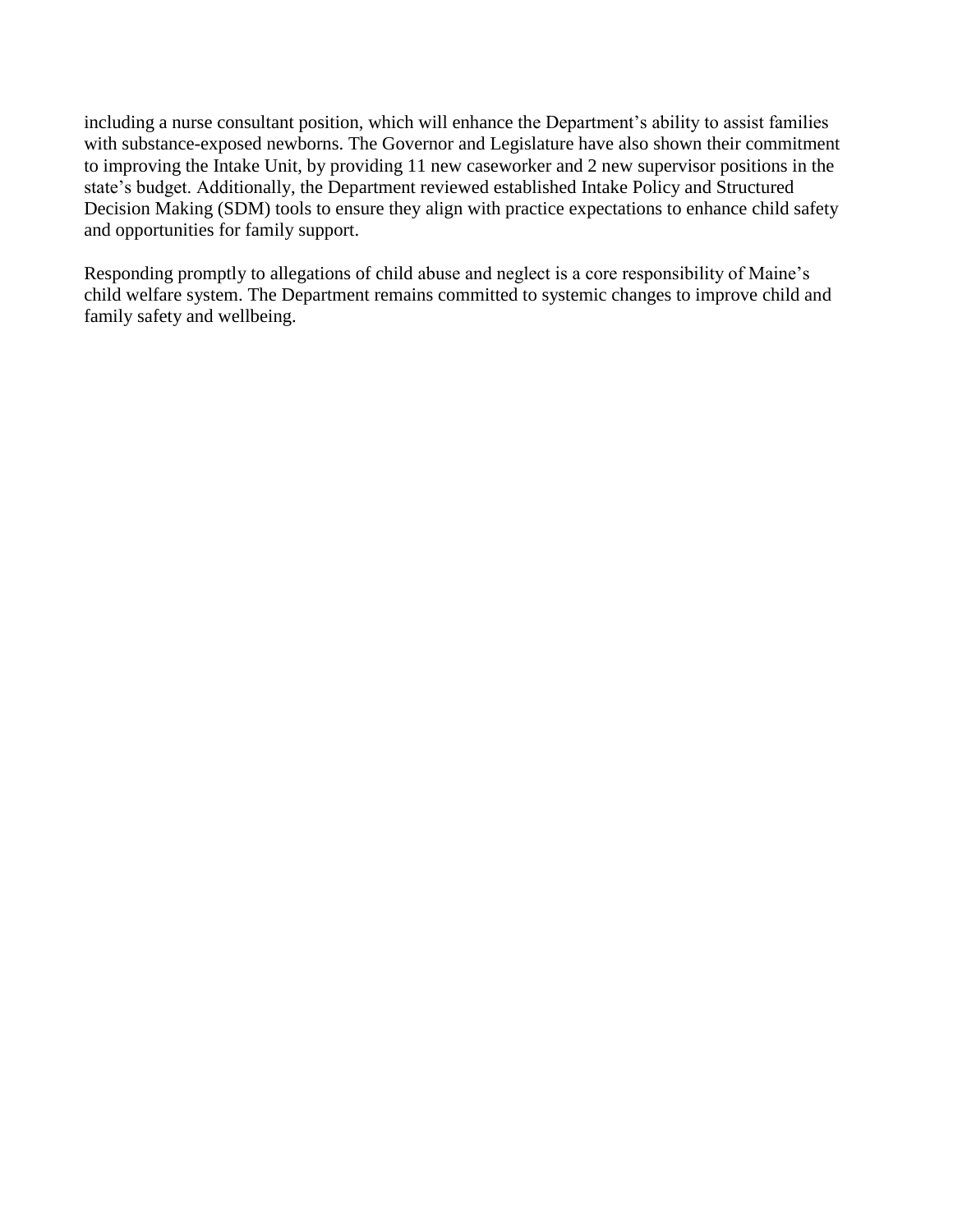including a nurse consultant position, which will enhance the Department's ability to assist families with substance-exposed newborns. The Governor and Legislature have also shown their commitment to improving the Intake Unit, by providing 11 new caseworker and 2 new supervisor positions in the state's budget. Additionally, the Department reviewed established Intake Policy and Structured Decision Making (SDM) tools to ensure they align with practice expectations to enhance child safety and opportunities for family support.

Responding promptly to allegations of child abuse and neglect is a core responsibility of Maine's child welfare system. The Department remains committed to systemic changes to improve child and family safety and wellbeing.